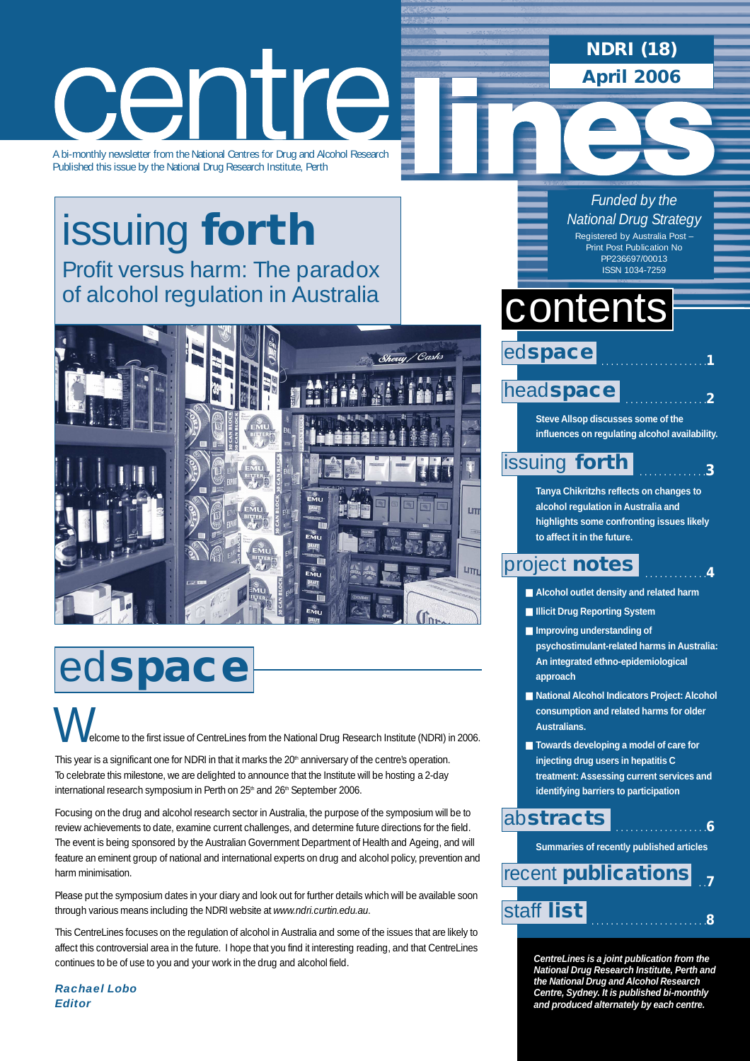# centrelines

A bi-monthly newsletter from the National Centres for Drug and Alcohol Research
Published this issue by the National Drug Research Institute, Perth

**NDRI (18)**
**April 2006**

*Funded by the National Drug Strategy*

Registered by Australia Post – Print Post Publication No PP236697/00013
ISSN 1034-7259

## issuing **forth**

Profit versus harm: The paradox of alcohol regulation in Australia

## contents

ed**space** .....1

head**space** .....2

**Steve Allsop discusses some of the influences on regulating alcohol availability.**

issuing **forth** .....3

**Tanya Chikritzhs reflects on changes to alcohol regulation in Australia and highlights some confronting issues likely to affect it in the future.**

project **notes** .....4

- **Alcohol outlet density and related harm**
- **Illicit Drug Reporting System**
- **Improving understanding of psychostimulant-related harms in Australia: An integrated ethno-epidemiological approach**
- **National Alcohol Indicators Project: Alcohol consumption and related harms for older Australians.**
- **Towards developing a model of care for injecting drug users in hepatitis C treatment: Assessing current services and identifying barriers to participation**

ab**stracts** .....6

**Summaries of recently published articles**

recent **publications** .....7

staff **list** .....8

***CentreLines is a joint publication from the National Drug Research Institute, Perth and the National Drug and Alcohol Research Centre, Sydney. It is published bi-monthly and produced alternately by each centre.***

## ed**space**

Welcome to the first issue of CentreLines from the National Drug Research Institute (NDRI) in 2006.

This year is a significant one for NDRI in that it marks the 20th anniversary of the centre's operation. To celebrate this milestone, we are delighted to announce that the Institute will be hosting a 2-day international research symposium in Perth on 25th and 26th September 2006.

Focusing on the drug and alcohol research sector in Australia, the purpose of the symposium will be to review achievements to date, examine current challenges, and determine future directions for the field. The event is being sponsored by the Australian Government Department of Health and Ageing, and will feature an eminent group of national and international experts on drug and alcohol policy, prevention and harm minimisation.

Please put the symposium dates in your diary and look out for further details which will be available soon through various means including the NDRI website at *www.ndri.curtin.edu.au*.

This CentreLines focuses on the regulation of alcohol in Australia and some of the issues that are likely to affect this controversial area in the future. I hope that you find it interesting reading, and that CentreLines continues to be of use to you and your work in the drug and alcohol field.

***Rachael Lobo***
***Editor***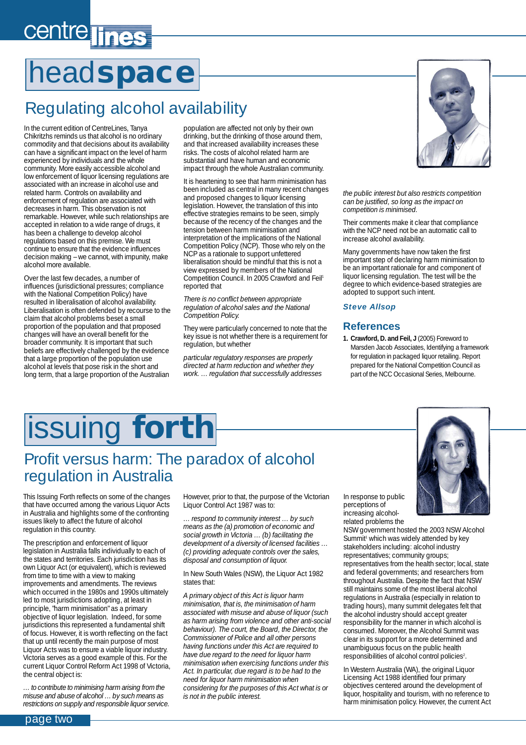# headspace

## Regulating alcohol availability

In the current edition of CentreLines, Tanya Chikritzhs reminds us that alcohol is no ordinary commodity and that decisions about its availability can have a significant impact on the level of harm experienced by individuals and the whole community. More easily accessible alcohol and low enforcement of liquor licensing regulations are associated with an increase in alcohol use and related harm. Controls on availability and enforcement of regulation are associated with decreases in harm. This observation is not remarkable. However, while such relationships are accepted in relation to a wide range of drugs, it has been a challenge to develop alcohol regulations based on this premise. We must continue to ensure that the evidence influences decision making – we cannot, with impunity, make alcohol more available.

Over the last few decades, a number of influences (jurisdictional pressures; compliance with the National Competition Policy) have resulted in liberalisation of alcohol availability. Liberalisation is often defended by recourse to the claim that alcohol problems beset a small proportion of the population and that proposed changes will have an overall benefit for the broader community. It is important that such beliefs are effectively challenged by the evidence that a large proportion of the population use alcohol at levels that pose risk in the short and long term, that a large proportion of the Australian population are affected not only by their own drinking, but the drinking of those around them, and that increased availability increases these risks. The costs of alcohol related harm are substantial and have human and economic impact through the whole Australian community.

It is heartening to see that harm minimisation has been included as central in many recent changes and proposed changes to liquor licensing legislation. However, the translation of this into effective strategies remains to be seen, simply because of the recency of the changes and the tension between harm minimisation and interpretation of the implications of the National Competition Policy (NCP). Those who rely on the NCP as a rationale to support unfettered liberalisation should be mindful that this is not a view expressed by members of the National Competition Council. In 2005 Crawford and Feil[1] reported that

*There is no conflict between appropriate regulation of alcohol sales and the National Competition Policy.*

They were particularly concerned to note that the key issue is not whether there is a requirement for regulation, but whether

*particular regulatory responses are properly directed at harm reduction and whether they work. … regulation that successfully addresses the public interest but also restricts competition can be justified, so long as the impact on competition is minimised.*

Their comments make it clear that compliance with the NCP need not be an automatic call to increase alcohol availability.

Many governments have now taken the first important step of declaring harm minimisation to be an important rationale for and component of liquor licensing regulation. The test will be the degree to which evidence-based strategies are adopted to support such intent.

***Steve Allsop***

### References

1. **Crawford, D. and Feil, J** (2005) Foreword to Marsden Jacob Associates, Identifying a framework for regulation in packaged liquor retailing. Report prepared for the National Competition Council as part of the NCC Occasional Series, Melbourne.

# issuing forth

## Profit versus harm: The paradox of alcohol regulation in Australia

This Issuing Forth reflects on some of the changes that have occurred among the various Liquor Acts in Australia and highlights some of the confronting issues likely to affect the future of alcohol regulation in this country.

The prescription and enforcement of liquor legislation in Australia falls individually to each of the states and territories. Each jurisdiction has its own Liquor Act (or equivalent), which is reviewed from time to time with a view to making improvements and amendments. The reviews which occurred in the 1980s and 1990s ultimately led to most jurisdictions adopting, at least in principle, "harm minimisation" as a primary objective of liquor legislation. Indeed, for some jurisdictions this represented a fundamental shift of focus. However, it is worth reflecting on the fact that up until recently the main purpose of most Liquor Acts was to ensure a viable liquor industry. Victoria serves as a good example of this. For the current Liquor Control Reform Act 1998 of Victoria, the central object is:

*… to contribute to minimising harm arising from the misuse and abuse of alcohol … by such means as restrictions on supply and responsible liquor service.*

However, prior to that, the purpose of the Victorian Liquor Control Act 1987 was to:

*… respond to community interest … by such means as the (a) promotion of economic and social growth in Victoria … (b) facilitating the development of a diversity of licensed facilities … (c) providing adequate controls over the sales, disposal and consumption of liquor.*

In New South Wales (NSW), the Liquor Act 1982 states that:

*A primary object of this Act is liquor harm minimisation, that is, the minimisation of harm associated with misuse and abuse of liquor (such as harm arising from violence and other anti-social behaviour). The court, the Board, the Director, the Commissioner of Police and all other persons having functions under this Act are required to have due regard to the need for liquor harm minimisation when exercising functions under this Act. In particular, due regard is to be had to the need for liquor harm minimisation when considering for the purposes of this Act what is or is not in the public interest.*

In response to public perceptions of increasing alcohol-related problems the NSW government hosted the 2003 NSW Alcohol Summit[1] which was widely attended by key stakeholders including: alcohol industry representatives; community groups; representatives from the health sector; local, state and federal governments; and researchers from throughout Australia. Despite the fact that NSW still maintains some of the most liberal alcohol regulations in Australia (especially in relation to trading hours), many summit delegates felt that the alcohol industry should accept greater responsibility for the manner in which alcohol is consumed. Moreover, the Alcohol Summit was clear in its support for a more determined and unambiguous focus on the public health responsibilities of alcohol control policies[2].

In Western Australia (WA), the original Liquor Licensing Act 1988 identified four primary objectives centered around the development of liquor, hospitality and tourism, with no reference to harm minimisation policy. However, the current Act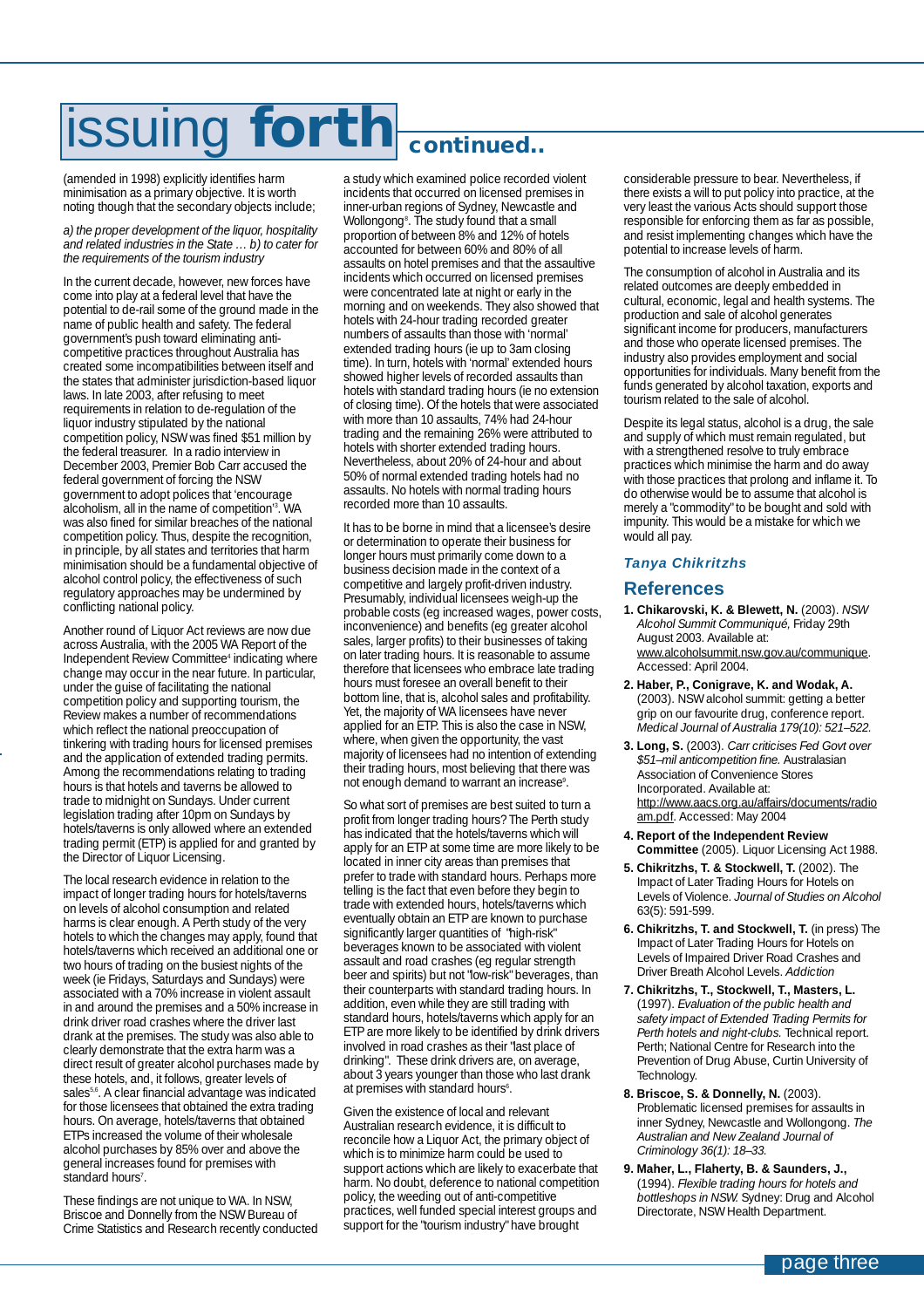# issuing forth continued..

(amended in 1998) explicitly identifies harm minimisation as a primary objective. It is worth noting though that the secondary objects include;

*a) the proper development of the liquor, hospitality and related industries in the State … b) to cater for the requirements of the tourism industry*

In the current decade, however, new forces have come into play at a federal level that have the potential to de-rail some of the ground made in the name of public health and safety. The federal government's push toward eliminating anti-competitive practices throughout Australia has created some incompatibilities between itself and the states that administer jurisdiction-based liquor laws. In late 2003, after refusing to meet requirements in relation to de-regulation of the liquor industry stipulated by the national competition policy, NSW was fined $51 million by the federal treasurer. In a radio interview in December 2003, Premier Bob Carr accused the federal government of forcing the NSW government to adopt polices that 'encourage alcoholism, all in the name of competition'[3]. WA was also fined for similar breaches of the national competition policy. Thus, despite the recognition, in principle, by all states and territories that harm minimisation should be a fundamental objective of alcohol control policy, the effectiveness of such regulatory approaches may be undermined by conflicting national policy.

Another round of Liquor Act reviews are now due across Australia, with the 2005 WA Report of the Independent Review Committee[4] indicating where change may occur in the near future. In particular, under the guise of facilitating the national competition policy and supporting tourism, the Review makes a number of recommendations which reflect the national preoccupation of tinkering with trading hours for licensed premises and the application of extended trading permits. Among the recommendations relating to trading hours is that hotels and taverns be allowed to trade to midnight on Sundays. Under current legislation trading after 10pm on Sundays by hotels/taverns is only allowed where an extended trading permit (ETP) is applied for and granted by the Director of Liquor Licensing.

The local research evidence in relation to the impact of longer trading hours for hotels/taverns on levels of alcohol consumption and related harms is clear enough. A Perth study of the very hotels to which the changes may apply, found that hotels/taverns which received an additional one or two hours of trading on the busiest nights of the week (ie Fridays, Saturdays and Sundays) were associated with a 70% increase in violent assault in and around the premises and a 50% increase in drink driver road crashes where the driver last drank at the premises. The study was also able to clearly demonstrate that the extra harm was a direct result of greater alcohol purchases made by these hotels, and, it follows, greater levels of sales[5,6]. A clear financial advantage was indicated for those licensees that obtained the extra trading hours. On average, hotels/taverns that obtained ETPs increased the volume of their wholesale alcohol purchases by 85% over and above the general increases found for premises with standard hours[7].

These findings are not unique to WA. In NSW, Briscoe and Donnelly from the NSW Bureau of Crime Statistics and Research recently conducted a study which examined police recorded violent incidents that occurred on licensed premises in inner-urban regions of Sydney, Newcastle and Wollongong[8]. The study found that a small proportion of between 8% and 12% of hotels accounted for between 60% and 80% of all assaults on hotel premises and that the assaultive incidents which occurred on licensed premises were concentrated late at night or early in the morning and on weekends. They also showed that hotels with 24-hour trading recorded greater numbers of assaults than those with 'normal' extended trading hours (ie up to 3am closing time). In turn, hotels with 'normal' extended hours showed higher levels of recorded assaults than hotels with standard trading hours (ie no extension of closing time). Of the hotels that were associated with more than 10 assaults, 74% had 24-hour trading and the remaining 26% were attributed to hotels with shorter extended trading hours. Nevertheless, about 20% of 24-hour and about 50% of normal extended trading hotels had no assaults. No hotels with normal trading hours recorded more than 10 assaults.

It has to be borne in mind that a licensee's desire or determination to operate their business for longer hours must primarily come down to a business decision made in the context of a competitive and largely profit-driven industry. Presumably, individual licensees weigh-up the probable costs (eg increased wages, power costs, inconvenience) and benefits (eg greater alcohol sales, larger profits) to their businesses of taking on later trading hours. It is reasonable to assume therefore that licensees who embrace late trading hours must foresee an overall benefit to their bottom line, that is, alcohol sales and profitability. Yet, the majority of WA licensees have never applied for an ETP. This is also the case in NSW, where, when given the opportunity, the vast majority of licensees had no intention of extending their trading hours, most believing that there was not enough demand to warrant an increase[9].

So what sort of premises are best suited to turn a profit from longer trading hours? The Perth study has indicated that the hotels/taverns which will apply for an ETP at some time are more likely to be located in inner city areas than premises that prefer to trade with standard hours. Perhaps more telling is the fact that even before they begin to trade with extended hours, hotels/taverns which eventually obtain an ETP are known to purchase significantly larger quantities of "high-risk" beverages known to be associated with violent assault and road crashes (eg regular strength beer and spirits) but not "low-risk" beverages, than their counterparts with standard trading hours. In addition, even while they are still trading with standard hours, hotels/taverns which apply for an ETP are more likely to be identified by drink drivers involved in road crashes as their "last place of drinking". These drink drivers are, on average, about 3 years younger than those who last drank at premises with standard hours[6].

Given the existence of local and relevant Australian research evidence, it is difficult to reconcile how a Liquor Act, the primary object of which is to minimize harm could be used to support actions which are likely to exacerbate that harm. No doubt, deference to national competition policy, the weeding out of anti-competitive practices, well funded special interest groups and support for the "tourism industry" have brought considerable pressure to bear. Nevertheless, if there exists a will to put policy into practice, at the very least the various Acts should support those responsible for enforcing them as far as possible, and resist implementing changes which have the potential to increase levels of harm.

The consumption of alcohol in Australia and its related outcomes are deeply embedded in cultural, economic, legal and health systems. The production and sale of alcohol generates significant income for producers, manufacturers and those who operate licensed premises. The industry also provides employment and social opportunities for individuals. Many benefit from the funds generated by alcohol taxation, exports and tourism related to the sale of alcohol.

Despite its legal status, alcohol is a drug, the sale and supply of which must remain regulated, but with a strengthened resolve to truly embrace practices which minimise the harm and do away with those practices that prolong and inflame it. To do otherwise would be to assume that alcohol is merely a "commodity" to be bought and sold with impunity. This would be a mistake for which we would all pay.

***Tanya Chikritzhs***

## References

1. **Chikarovski, K. & Blewett, N.** (2003). *NSW Alcohol Summit Communiqué*, Friday 29th August 2003. Available at: www.alcoholsummit.nsw.gov.au/communique. Accessed: April 2004.
2. **Haber, P., Conigrave, K. and Wodak, A.** (2003). NSW alcohol summit: getting a better grip on our favourite drug, conference report. *Medical Journal of Australia 179(10): 521–522.*
3. **Long, S.** (2003). *Carr criticises Fed Govt over $51–mil anticompetition fine.* Australasian Association of Convenience Stores Incorporated. Available at: http://www.aacs.org.au/affairs/documents/radioam.pdf. Accessed: May 2004
4. **Report of the Independent Review Committee** (2005). Liquor Licensing Act 1988.
5. **Chikritzhs, T. & Stockwell, T.** (2002). The Impact of Later Trading Hours for Hotels on Levels of Violence. *Journal of Studies on Alcohol* 63(5): 591-599.
6. **Chikritzhs, T. and Stockwell, T.** (in press) The Impact of Later Trading Hours for Hotels on Levels of Impaired Driver Road Crashes and Driver Breath Alcohol Levels. *Addiction*
7. **Chikritzhs, T., Stockwell, T., Masters, L.** (1997). *Evaluation of the public health and safety impact of Extended Trading Permits for Perth hotels and night-clubs.* Technical report. Perth; National Centre for Research into the Prevention of Drug Abuse, Curtin University of Technology.
8. **Briscoe, S. & Donnelly, N.** (2003). Problematic licensed premises for assaults in inner Sydney, Newcastle and Wollongong. *The Australian and New Zealand Journal of Criminology 36(1): 18–33.*
9. **Maher, L., Flaherty, B. & Saunders, J.,** (1994). *Flexible trading hours for hotels and bottleshops in NSW.* Sydney: Drug and Alcohol Directorate, NSW Health Department.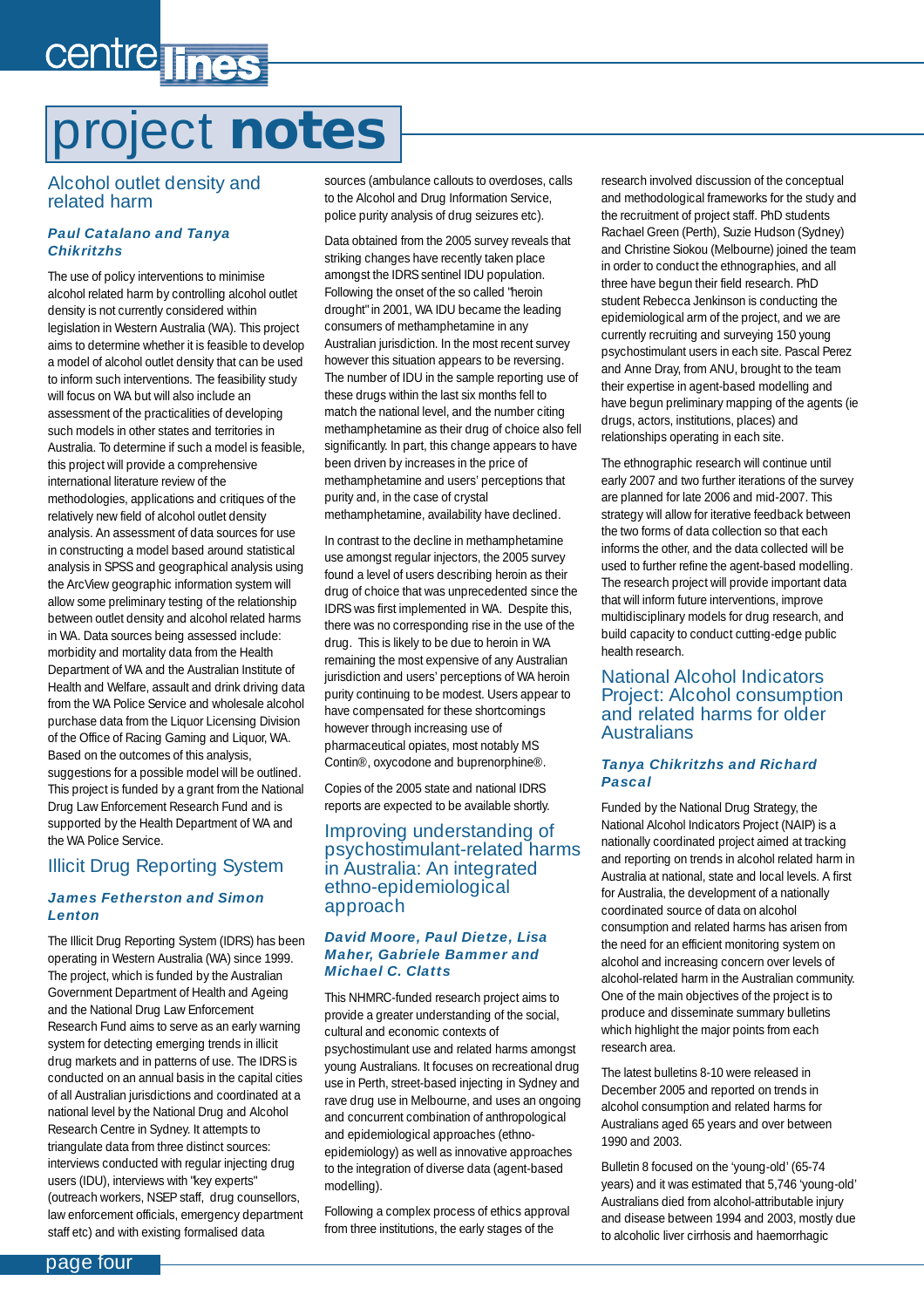# project notes

## Alcohol outlet density and related harm

***Paul Catalano and Tanya Chikritzhs***

The use of policy interventions to minimise alcohol related harm by controlling alcohol outlet density is not currently considered within legislation in Western Australia (WA). This project aims to determine whether it is feasible to develop a model of alcohol outlet density that can be used to inform such interventions. The feasibility study will focus on WA but will also include an assessment of the practicalities of developing such models in other states and territories in Australia. To determine if such a model is feasible, this project will provide a comprehensive international literature review of the methodologies, applications and critiques of the relatively new field of alcohol outlet density analysis. An assessment of data sources for use in constructing a model based around statistical analysis in SPSS and geographical analysis using the ArcView geographic information system will allow some preliminary testing of the relationship between outlet density and alcohol related harms in WA. Data sources being assessed include: morbidity and mortality data from the Health Department of WA and the Australian Institute of Health and Welfare, assault and drink driving data from the WA Police Service and wholesale alcohol purchase data from the Liquor Licensing Division of the Office of Racing Gaming and Liquor, WA. Based on the outcomes of this analysis, suggestions for a possible model will be outlined. This project is funded by a grant from the National Drug Law Enforcement Research Fund and is supported by the Health Department of WA and the WA Police Service.

## Illicit Drug Reporting System

***James Fetherston and Simon Lenton***

The Illicit Drug Reporting System (IDRS) has been operating in Western Australia (WA) since 1999. The project, which is funded by the Australian Government Department of Health and Ageing and the National Drug Law Enforcement Research Fund aims to serve as an early warning system for detecting emerging trends in illicit drug markets and in patterns of use. The IDRS is conducted on an annual basis in the capital cities of all Australian jurisdictions and coordinated at a national level by the National Drug and Alcohol Research Centre in Sydney. It attempts to triangulate data from three distinct sources: interviews conducted with regular injecting drug users (IDU), interviews with "key experts" (outreach workers, NSEP staff, drug counsellors, law enforcement officials, emergency department staff etc) and with existing formalised data sources (ambulance callouts to overdoses, calls to the Alcohol and Drug Information Service, police purity analysis of drug seizures etc).

Data obtained from the 2005 survey reveals that striking changes have recently taken place amongst the IDRS sentinel IDU population. Following the onset of the so called "heroin drought" in 2001, WA IDU became the leading consumers of methamphetamine in any Australian jurisdiction. In the most recent survey however this situation appears to be reversing. The number of IDU in the sample reporting use of these drugs within the last six months fell to match the national level, and the number citing methamphetamine as their drug of choice also fell significantly. In part, this change appears to have been driven by increases in the price of methamphetamine and users' perceptions that purity and, in the case of crystal methamphetamine, availability have declined.

In contrast to the decline in methamphetamine use amongst regular injectors, the 2005 survey found a level of users describing heroin as their drug of choice that was unprecedented since the IDRS was first implemented in WA. Despite this, there was no corresponding rise in the use of the drug. This is likely to be due to heroin in WA remaining the most expensive of any Australian jurisdiction and users' perceptions of WA heroin purity continuing to be modest. Users appear to have compensated for these shortcomings however through increasing use of pharmaceutical opiates, most notably MS Contin®, oxycodone and buprenorphine®.

Copies of the 2005 state and national IDRS reports are expected to be available shortly.

## Improving understanding of psychostimulant-related harms in Australia: An integrated ethno-epidemiological approach

***David Moore, Paul Dietze, Lisa Maher, Gabriele Bammer and Michael C. Clatts***

This NHMRC-funded research project aims to provide a greater understanding of the social, cultural and economic contexts of psychostimulant use and related harms amongst young Australians. It focuses on recreational drug use in Perth, street-based injecting in Sydney and rave drug use in Melbourne, and uses an ongoing and concurrent combination of anthropological and epidemiological approaches (ethno-epidemiology) as well as innovative approaches to the integration of diverse data (agent-based modelling).

Following a complex process of ethics approval from three institutions, the early stages of the research involved discussion of the conceptual and methodological frameworks for the study and the recruitment of project staff. PhD students Rachael Green (Perth), Suzie Hudson (Sydney) and Christine Siokou (Melbourne) joined the team in order to conduct the ethnographies, and all three have begun their field research. PhD student Rebecca Jenkinson is conducting the epidemiological arm of the project, and we are currently recruiting and surveying 150 young psychostimulant users in each site. Pascal Perez and Anne Dray, from ANU, brought to the team their expertise in agent-based modelling and have begun preliminary mapping of the agents (ie drugs, actors, institutions, places) and relationships operating in each site.

The ethnographic research will continue until early 2007 and two further iterations of the survey are planned for late 2006 and mid-2007. This strategy will allow for iterative feedback between the two forms of data collection so that each informs the other, and the data collected will be used to further refine the agent-based modelling. The research project will provide important data that will inform future interventions, improve multidisciplinary models for drug research, and build capacity to conduct cutting-edge public health research.

## National Alcohol Indicators Project: Alcohol consumption and related harms for older Australians

***Tanya Chikritzhs and Richard Pascal***

Funded by the National Drug Strategy, the National Alcohol Indicators Project (NAIP) is a nationally coordinated project aimed at tracking and reporting on trends in alcohol related harm in Australia at national, state and local levels. A first for Australia, the development of a nationally coordinated source of data on alcohol consumption and related harms has arisen from the need for an efficient monitoring system on alcohol and increasing concern over levels of alcohol-related harm in the Australian community. One of the main objectives of the project is to produce and disseminate summary bulletins which highlight the major points from each research area.

The latest bulletins 8-10 were released in December 2005 and reported on trends in alcohol consumption and related harms for Australians aged 65 years and over between 1990 and 2003.

Bulletin 8 focused on the 'young-old' (65-74 years) and it was estimated that 5,746 'young-old' Australians died from alcohol-attributable injury and disease between 1994 and 2003, mostly due to alcoholic liver cirrhosis and haemorrhagic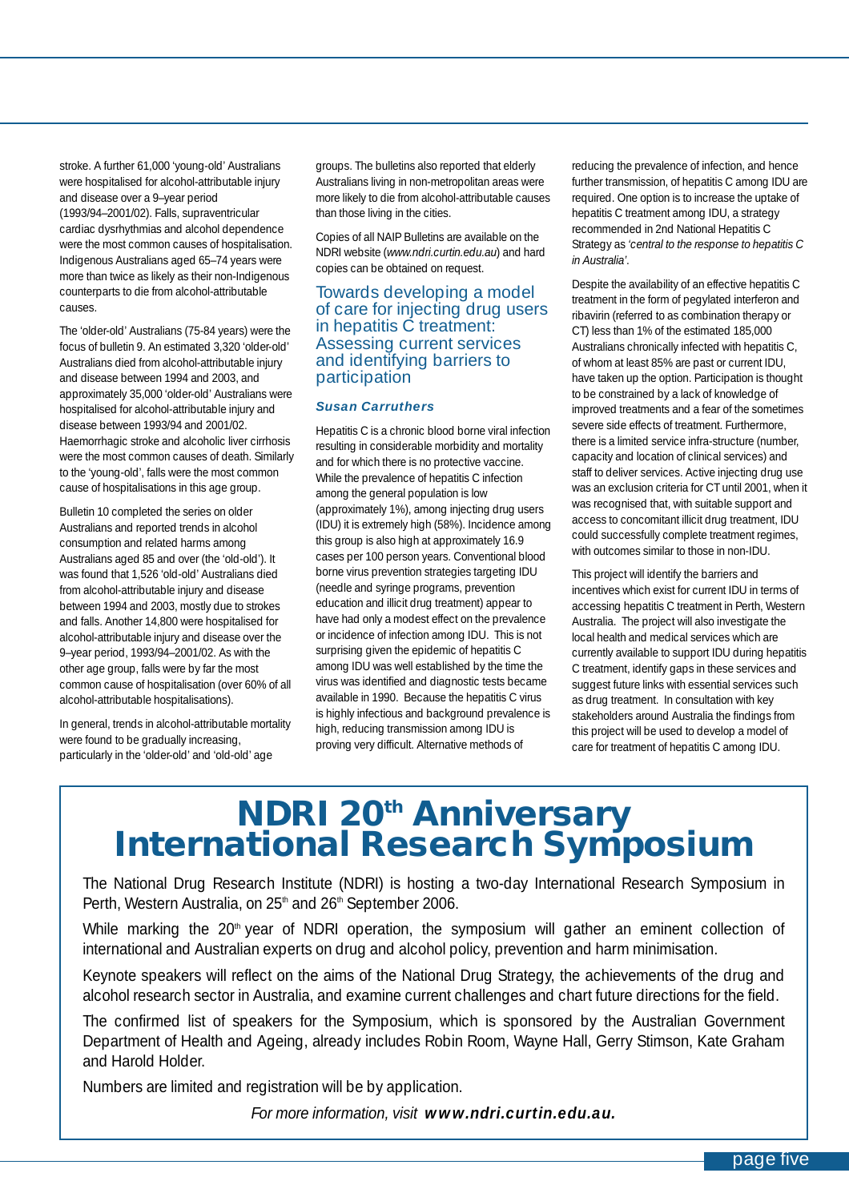stroke. A further 61,000 'young-old' Australians were hospitalised for alcohol-attributable injury and disease over a 9–year period (1993/94–2001/02). Falls, supraventricular cardiac dysrhythmias and alcohol dependence were the most common causes of hospitalisation. Indigenous Australians aged 65–74 years were more than twice as likely as their non-Indigenous counterparts to die from alcohol-attributable causes.

The 'older-old' Australians (75-84 years) were the focus of bulletin 9. An estimated 3,320 'older-old' Australians died from alcohol-attributable injury and disease between 1994 and 2003, and approximately 35,000 'older-old' Australians were hospitalised for alcohol-attributable injury and disease between 1993/94 and 2001/02. Haemorrhagic stroke and alcoholic liver cirrhosis were the most common causes of death. Similarly to the 'young-old', falls were the most common cause of hospitalisations in this age group.

Bulletin 10 completed the series on older Australians and reported trends in alcohol consumption and related harms among Australians aged 85 and over (the 'old-old'). It was found that 1,526 'old-old' Australians died from alcohol-attributable injury and disease between 1994 and 2003, mostly due to strokes and falls. Another 14,800 were hospitalised for alcohol-attributable injury and disease over the 9–year period, 1993/94–2001/02. As with the other age group, falls were by far the most common cause of hospitalisation (over 60% of all alcohol-attributable hospitalisations).

In general, trends in alcohol-attributable mortality were found to be gradually increasing, particularly in the 'older-old' and 'old-old' age groups. The bulletins also reported that elderly Australians living in non-metropolitan areas were more likely to die from alcohol-attributable causes than those living in the cities.

Copies of all NAIP Bulletins are available on the NDRI website (*www.ndri.curtin.edu.au*) and hard copies can be obtained on request.

## Towards developing a model of care for injecting drug users in hepatitis C treatment: Assessing current services and identifying barriers to participation

***Susan Carruthers***

Hepatitis C is a chronic blood borne viral infection resulting in considerable morbidity and mortality and for which there is no protective vaccine. While the prevalence of hepatitis C infection among the general population is low (approximately 1%), among injecting drug users (IDU) it is extremely high (58%). Incidence among this group is also high at approximately 16.9 cases per 100 person years. Conventional blood borne virus prevention strategies targeting IDU (needle and syringe programs, prevention education and illicit drug treatment) appear to have had only a modest effect on the prevalence or incidence of infection among IDU. This is not surprising given the epidemic of hepatitis C among IDU was well established by the time the virus was identified and diagnostic tests became available in 1990. Because the hepatitis C virus is highly infectious and background prevalence is high, reducing transmission among IDU is proving very difficult. Alternative methods of reducing the prevalence of infection, and hence further transmission, of hepatitis C among IDU are required. One option is to increase the uptake of hepatitis C treatment among IDU, a strategy recommended in 2nd National Hepatitis C Strategy as *'central to the response to hepatitis C in Australia'*.

Despite the availability of an effective hepatitis C treatment in the form of pegylated interferon and ribavirin (referred to as combination therapy or CT) less than 1% of the estimated 185,000 Australians chronically infected with hepatitis C, of whom at least 85% are past or current IDU, have taken up the option. Participation is thought to be constrained by a lack of knowledge of improved treatments and a fear of the sometimes severe side effects of treatment. Furthermore, there is a limited service infra-structure (number, capacity and location of clinical services) and staff to deliver services. Active injecting drug use was an exclusion criteria for CT until 2001, when it was recognised that, with suitable support and access to concomitant illicit drug treatment, IDU could successfully complete treatment regimes, with outcomes similar to those in non-IDU.

This project will identify the barriers and incentives which exist for current IDU in terms of accessing hepatitis C treatment in Perth, Western Australia. The project will also investigate the local health and medical services which are currently available to support IDU during hepatitis C treatment, identify gaps in these services and suggest future links with essential services such as drug treatment. In consultation with key stakeholders around Australia the findings from this project will be used to develop a model of care for treatment of hepatitis C among IDU.

# NDRI 20th Anniversary International Research Symposium

The National Drug Research Institute (NDRI) is hosting a two-day International Research Symposium in Perth, Western Australia, on 25th and 26th September 2006.

While marking the 20th year of NDRI operation, the symposium will gather an eminent collection of international and Australian experts on drug and alcohol policy, prevention and harm minimisation.

Keynote speakers will reflect on the aims of the National Drug Strategy, the achievements of the drug and alcohol research sector in Australia, and examine current challenges and chart future directions for the field.

The confirmed list of speakers for the Symposium, which is sponsored by the Australian Government Department of Health and Ageing, already includes Robin Room, Wayne Hall, Gerry Stimson, Kate Graham and Harold Holder.

Numbers are limited and registration will be by application.

*For more information, visit* ***www.ndri.curtin.edu.au.***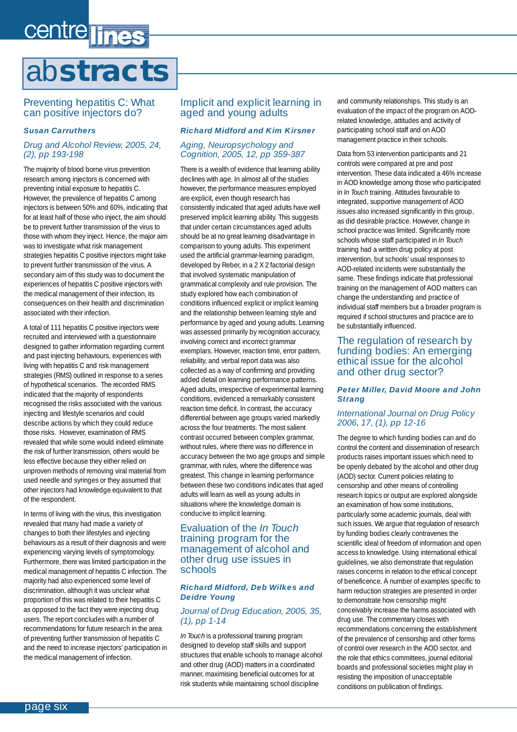# abstracts

## Preventing hepatitis C: What can positive injectors do?

**Susan Carruthers**

*Drug and Alcohol Review, 2005, 24, (2), pp 193-198*

The majority of blood borne virus prevention research among injectors is concerned with preventing initial exposure to hepatitis C. However, the prevalence of hepatitis C among injectors is between 50% and 60%, indicating that for at least half of those who inject, the aim should be to prevent further transmission of the virus to those with whom they inject. Hence, the major aim was to investigate what risk management strategies hepatitis C positive injectors might take to prevent further transmission of the virus. A secondary aim of this study was to document the experiences of hepatitis C positive injectors with the medical management of their infection, its consequences on their health and discrimination associated with their infection.

A total of 111 hepatitis C positive injectors were recruited and interviewed with a questionnaire designed to gather information regarding current and past injecting behaviours, experiences with living with hepatitis C and risk management strategies (RMS) outlined in response to a series of hypothetical scenarios. The recorded RMS indicated that the majority of respondents recognised the risks associated with the various injecting and lifestyle scenarios and could describe actions by which they could reduce those risks. However, examination of RMS revealed that while some would indeed eliminate the risk of further transmission, others would be less effective because they either relied on unproven methods of removing viral material from used needle and syringes or they assumed that other injectors had knowledge equivalent to that of the respondent.

In terms of living with the virus, this investigation revealed that many had made a variety of changes to both their lifestyles and injecting behaviours as a result of their diagnosis and were experiencing varying levels of symptomology. Furthermore, there was limited participation in the medical management of hepatitis C infection. The majority had also experienced some level of discrimination, although it was unclear what proportion of this was related to their hepatitis C as opposed to the fact they were injecting drug users. The report concludes with a number of recommendations for future research in the area of preventing further transmission of hepatitis C and the need to increase injectors' participation in the medical management of infection.

## Implicit and explicit learning in aged and young adults

**Richard Midford and Kim Kirsner**

*Aging, Neuropsychology and Cognition, 2005, 12, pp 359-387*

There is a wealth of evidence that learning ability declines with age. In almost all of the studies however, the performance measures employed are explicit, even though research has consistently indicated that aged adults have well preserved implicit learning ability. This suggests that under certain circumstances aged adults should be at no great learning disadvantage in comparison to young adults. This experiment used the artificial grammar-learning paradigm, developed by Reber, in a 2 X 2 factorial design that involved systematic manipulation of grammatical complexity and rule provision. The study explored how each combination of conditions influenced explicit or implicit learning and the relationship between learning style and performance by aged and young adults. Learning was assessed primarily by recognition accuracy, involving correct and incorrect grammar exemplars. However, reaction time, error pattern, reliability, and verbal report data was also collected as a way of confirming and providing added detail on learning performance patterns. Aged adults, irrespective of experimental learning conditions, evidenced a remarkably consistent reaction time deficit. In contrast, the accuracy differential between age groups varied markedly across the four treatments. The most salient contrast occurred between complex grammar, without rules, where there was no difference in accuracy between the two age groups and simple grammar, with rules, where the difference was greatest. This change in learning performance between these two conditions indicates that aged adults will learn as well as young adults in situations where the knowledge domain is conducive to implicit learning.

## Evaluation of the *In Touch* training program for the management of alcohol and other drug use issues in schools

**Richard Midford, Deb Wilkes and Deidre Young**

*Journal of Drug Education, 2005, 35, (1), pp 1-14*

*In Touch* is a professional training program designed to develop staff skills and support structures that enable schools to manage alcohol and other drug (AOD) matters in a coordinated manner, maximising beneficial outcomes for at risk students while maintaining school discipline and community relationships. This study is an evaluation of the impact of the program on AOD-related knowledge, attitudes and activity of participating school staff and on AOD management practice in their schools.

Data from 53 intervention participants and 21 controls were compared at pre and post intervention. These data indicated a 46% increase in AOD knowledge among those who participated in *In Touch* training. Attitudes favourable to integrated, supportive management of AOD issues also increased significantly in this group, as did desirable practice. However, change in school practice was limited. Significantly more schools whose staff participated in *In Touch* training had a written drug policy at post intervention, but schools' usual responses to AOD-related incidents were substantially the same. These findings indicate that professional training on the management of AOD matters can change the understanding and practice of individual staff members but a broader program is required if school structures and practice are to be substantially influenced.

## The regulation of research by funding bodies: An emerging ethical issue for the alcohol and other drug sector?

**Peter Miller, David Moore and John Strang**

*International Journal on Drug Policy 2006, 17, (1), pp 12-16*

The degree to which funding bodies can and do control the content and dissemination of research products raises important issues which need to be openly debated by the alcohol and other drug (AOD) sector. Current policies relating to censorship and other means of controlling research topics or output are explored alongside an examination of how some institutions, particularly some academic journals, deal with such issues. We argue that regulation of research by funding bodies clearly contravenes the scientific ideal of freedom of information and open access to knowledge. Using international ethical guidelines, we also demonstrate that regulation raises concerns in relation to the ethical concept of beneficence. A number of examples specific to harm reduction strategies are presented in order to demonstrate how censorship might conceivably increase the harms associated with drug use. The commentary closes with recommendations concerning the establishment of the prevalence of censorship and other forms of control over research in the AOD sector, and the role that ethics committees, journal editorial boards and professional societies might play in resisting the imposition of unacceptable conditions on publication of findings.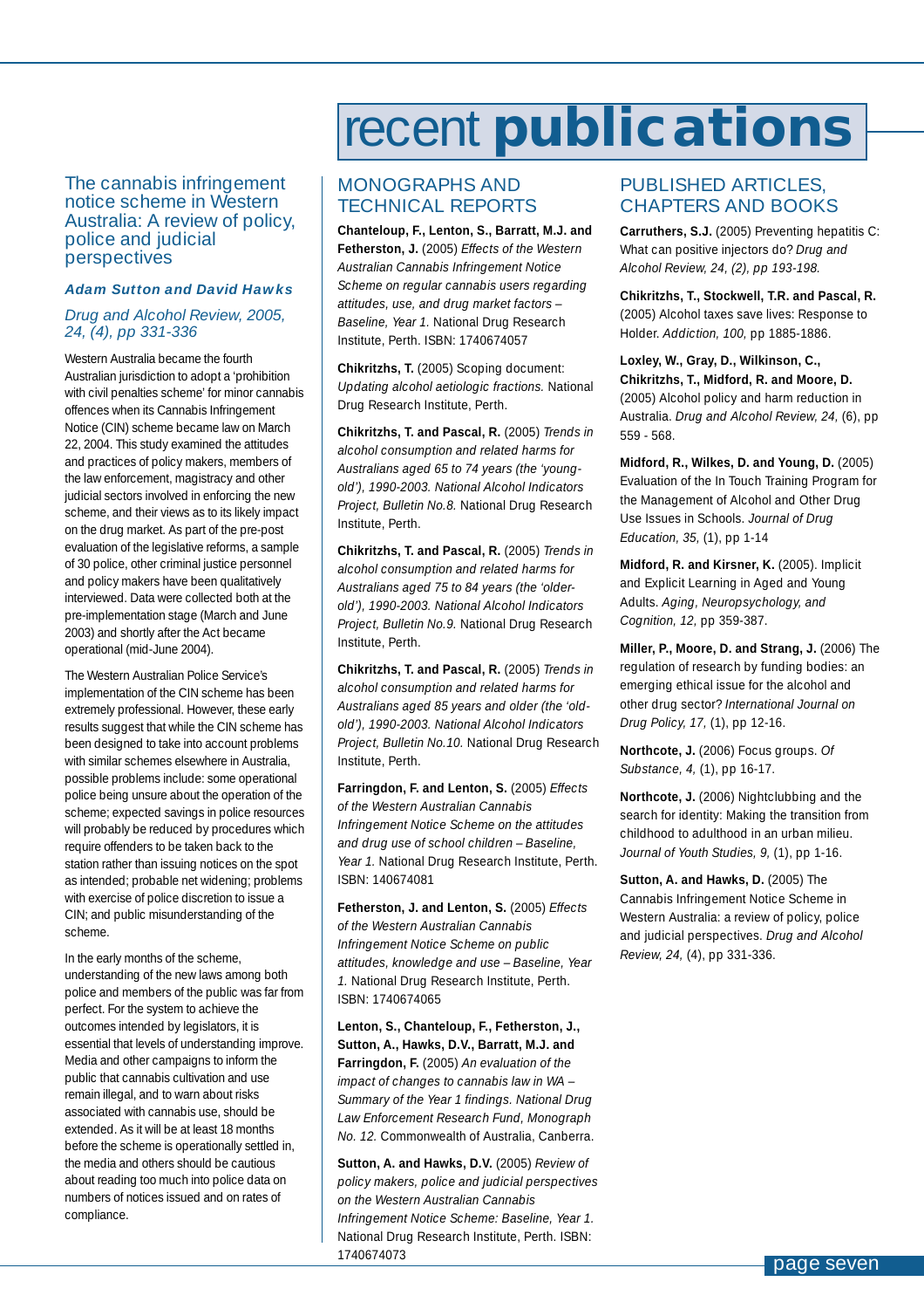# recent publications

## The cannabis infringement notice scheme in Western Australia: A review of policy, police and judicial perspectives

***Adam Sutton and David Hawks***

*Drug and Alcohol Review, 2005, 24, (4), pp 331-336*

Western Australia became the fourth Australian jurisdiction to adopt a 'prohibition with civil penalties scheme' for minor cannabis offences when its Cannabis Infringement Notice (CIN) scheme became law on March 22, 2004. This study examined the attitudes and practices of policy makers, members of the law enforcement, magistracy and other judicial sectors involved in enforcing the new scheme, and their views as to its likely impact on the drug market. As part of the pre-post evaluation of the legislative reforms, a sample of 30 police, other criminal justice personnel and policy makers have been qualitatively interviewed. Data were collected both at the pre-implementation stage (March and June 2003) and shortly after the Act became operational (mid-June 2004).

The Western Australian Police Service's implementation of the CIN scheme has been extremely professional. However, these early results suggest that while the CIN scheme has been designed to take into account problems with similar schemes elsewhere in Australia, possible problems include: some operational police being unsure about the operation of the scheme; expected savings in police resources will probably be reduced by procedures which require offenders to be taken back to the station rather than issuing notices on the spot as intended; probable net widening; problems with exercise of police discretion to issue a CIN; and public misunderstanding of the scheme.

In the early months of the scheme, understanding of the new laws among both police and members of the public was far from perfect. For the system to achieve the outcomes intended by legislators, it is essential that levels of understanding improve. Media and other campaigns to inform the public that cannabis cultivation and use remain illegal, and to warn about risks associated with cannabis use, should be extended. As it will be at least 18 months before the scheme is operationally settled in, the media and others should be cautious about reading too much into police data on numbers of notices issued and on rates of compliance.

## MONOGRAPHS AND TECHNICAL REPORTS

**Chanteloup, F., Lenton, S., Barratt, M.J. and Fetherston, J.** (2005) *Effects of the Western Australian Cannabis Infringement Notice Scheme on regular cannabis users regarding attitudes, use, and drug market factors – Baseline, Year 1.* National Drug Research Institute, Perth. ISBN: 1740674057

**Chikritzhs, T.** (2005) Scoping document: *Updating alcohol aetiologic fractions.* National Drug Research Institute, Perth.

**Chikritzhs, T. and Pascal, R.** (2005) *Trends in alcohol consumption and related harms for Australians aged 65 to 74 years (the 'young-old'), 1990-2003. National Alcohol Indicators Project, Bulletin No.8.* National Drug Research Institute, Perth.

**Chikritzhs, T. and Pascal, R.** (2005) *Trends in alcohol consumption and related harms for Australians aged 75 to 84 years (the 'older-old'), 1990-2003. National Alcohol Indicators Project, Bulletin No.9.* National Drug Research Institute, Perth.

**Chikritzhs, T. and Pascal, R.** (2005) *Trends in alcohol consumption and related harms for Australians aged 85 years and older (the 'old-old'), 1990-2003. National Alcohol Indicators Project, Bulletin No.10.* National Drug Research Institute, Perth.

**Farringdon, F. and Lenton, S.** (2005) *Effects of the Western Australian Cannabis Infringement Notice Scheme on the attitudes and drug use of school children – Baseline, Year 1.* National Drug Research Institute, Perth. ISBN: 140674081

**Fetherston, J. and Lenton, S.** (2005) *Effects of the Western Australian Cannabis Infringement Notice Scheme on public attitudes, knowledge and use – Baseline, Year 1.* National Drug Research Institute, Perth. ISBN: 1740674065

**Lenton, S., Chanteloup, F., Fetherston, J., Sutton, A., Hawks, D.V., Barratt, M.J. and Farringdon, F.** (2005) *An evaluation of the impact of changes to cannabis law in WA – Summary of the Year 1 findings. National Drug Law Enforcement Research Fund, Monograph No. 12.* Commonwealth of Australia, Canberra.

**Sutton, A. and Hawks, D.V.** (2005) *Review of policy makers, police and judicial perspectives on the Western Australian Cannabis Infringement Notice Scheme: Baseline, Year 1.* National Drug Research Institute, Perth. ISBN: 1740674073

## PUBLISHED ARTICLES, CHAPTERS AND BOOKS

**Carruthers, S.J.** (2005) Preventing hepatitis C: What can positive injectors do? *Drug and Alcohol Review, 24, (2), pp 193-198.*

**Chikritzhs, T., Stockwell, T.R. and Pascal, R.** (2005) Alcohol taxes save lives: Response to Holder. *Addiction, 100,* pp 1885-1886.

**Loxley, W., Gray, D., Wilkinson, C., Chikritzhs, T., Midford, R. and Moore, D.** (2005) Alcohol policy and harm reduction in Australia. *Drug and Alcohol Review, 24,* (6), pp 559 - 568.

**Midford, R., Wilkes, D. and Young, D.** (2005) Evaluation of the In Touch Training Program for the Management of Alcohol and Other Drug Use Issues in Schools. *Journal of Drug Education, 35,* (1), pp 1-14

**Midford, R. and Kirsner, K.** (2005). Implicit and Explicit Learning in Aged and Young Adults. *Aging, Neuropsychology, and Cognition, 12,* pp 359-387.

**Miller, P., Moore, D. and Strang, J.** (2006) The regulation of research by funding bodies: an emerging ethical issue for the alcohol and other drug sector? *International Journal on Drug Policy, 17,* (1), pp 12-16.

**Northcote, J.** (2006) Focus groups. *Of Substance, 4,* (1), pp 16-17.

**Northcote, J.** (2006) Nightclubbing and the search for identity: Making the transition from childhood to adulthood in an urban milieu. *Journal of Youth Studies, 9,* (1), pp 1-16.

**Sutton, A. and Hawks, D.** (2005) The Cannabis Infringement Notice Scheme in Western Australia: a review of policy, police and judicial perspectives. *Drug and Alcohol Review, 24,* (4), pp 331-336.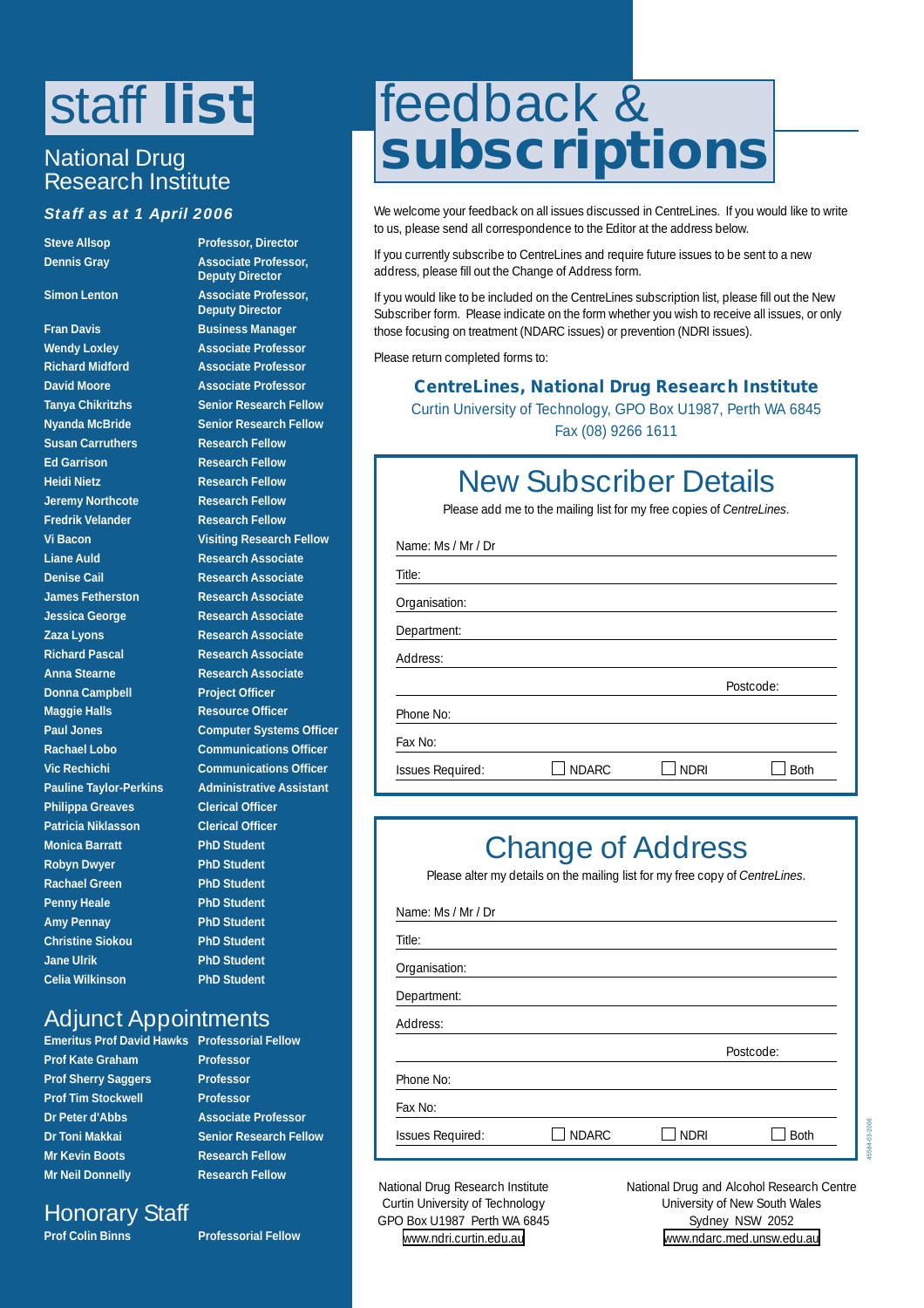# staff list

## National Drug Research Institute

### *Staff as at 1 April 2006*

| | |
|---|---|
| Steve Allsop | Professor, Director |
| Dennis Gray | Associate Professor, Deputy Director |
| Simon Lenton | Associate Professor, Deputy Director |
| Fran Davis | Business Manager |
| Wendy Loxley | Associate Professor |
| Richard Midford | Associate Professor |
| David Moore | Associate Professor |
| Tanya Chikritzhs | Senior Research Fellow |
| Nyanda McBride | Senior Research Fellow |
| Susan Carruthers | Research Fellow |
| Ed Garrison | Research Fellow |
| Heidi Nietz | Research Fellow |
| Jeremy Northcote | Research Fellow |
| Fredrik Velander | Research Fellow |
| Vi Bacon | Visiting Research Fellow |
| Liane Auld | Research Associate |
| Denise Cail | Research Associate |
| James Fetherston | Research Associate |
| Jessica George | Research Associate |
| Zaza Lyons | Research Associate |
| Richard Pascal | Research Associate |
| Anna Stearne | Research Associate |
| Donna Campbell | Project Officer |
| Maggie Halls | Resource Officer |
| Paul Jones | Computer Systems Officer |
| Rachael Lobo | Communications Officer |
| Vic Rechichi | Communications Officer |
| Pauline Taylor-Perkins | Administrative Assistant |
| Philippa Greaves | Clerical Officer |
| Patricia Niklasson | Clerical Officer |
| Monica Barratt | PhD Student |
| Robyn Dwyer | PhD Student |
| Rachael Green | PhD Student |
| Penny Heale | PhD Student |
| Amy Pennay | PhD Student |
| Christine Siokou | PhD Student |
| Jane Ulrik | PhD Student |
| Celia Wilkinson | PhD Student |

## Adjunct Appointments

| | |
|---|---|
| Emeritus Prof David Hawks | Professorial Fellow |
| Prof Kate Graham | Professor |
| Prof Sherry Saggers | Professor |
| Prof Tim Stockwell | Professor |
| Dr Peter d'Abbs | Associate Professor |
| Dr Toni Makkai | Senior Research Fellow |
| Mr Kevin Boots | Research Fellow |
| Mr Neil Donnelly | Research Fellow |

## Honorary Staff

| | |
|---|---|
| Prof Colin Binns | Professorial Fellow |

# feedback & subscriptions

We welcome your feedback on all issues discussed in CentreLines. If you would like to write to us, please send all correspondence to the Editor at the address below.

If you currently subscribe to CentreLines and require future issues to be sent to a new address, please fill out the Change of Address form.

If you would like to be included on the CentreLines subscription list, please fill out the New Subscriber form. Please indicate on the form whether you wish to receive all issues, or only those focusing on treatment (NDARC issues) or prevention (NDRI issues).

Please return completed forms to:

**CentreLines, National Drug Research Institute**
Curtin University of Technology, GPO Box U1987, Perth WA 6845
Fax (08) 9266 1611

## New Subscriber Details

Please add me to the mailing list for my free copies of *CentreLines*.

Name: Ms / Mr / Dr

Title:

Organisation:

Department:

Address:

Postcode:

Phone No:

Fax No:

Issues Required: ☐ NDARC ☐ NDRI ☐ Both

## Change of Address

Please alter my details on the mailing list for my free copy of *CentreLines*.

Name: Ms / Mr / Dr

Title:

Organisation:

Department:

Address:

Postcode:

Phone No:

Fax No:

Issues Required: ☐ NDARC ☐ NDRI ☐ Both

National Drug Research Institute
Curtin University of Technology
GPO Box U1987 Perth WA 6845
www.ndri.curtin.edu.au

National Drug and Alcohol Research Centre
University of New South Wales
Sydney NSW 2052
www.ndarc.med.unsw.edu.au